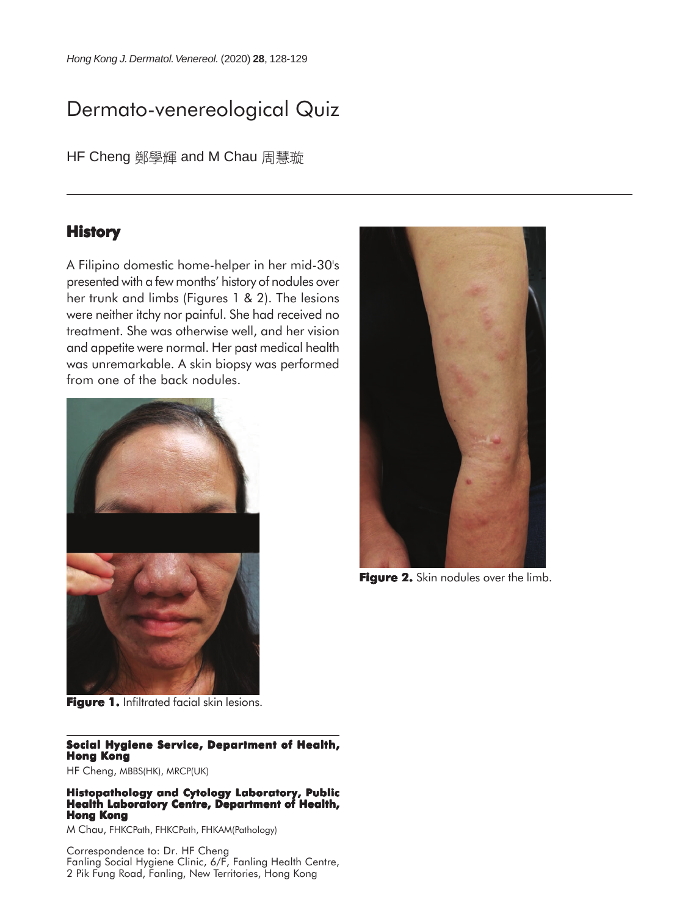# Dermato-venereological Quiz

HF Cheng 鄭學輝 and M Chau 周慧璇

## History

A Filipino domestic home-helper in her mid-30's presented with a few months' history of nodules over her trunk and limbs (Figures 1 & 2). The lesions were neither itchy nor painful. She had received no treatment. She was otherwise well, and her vision and appetite were normal. Her past medical health was unremarkable. A skin biopsy was performed from one of the back nodules.

**Figure 1.** Infiltrated facial skin lesions.

**Figure 2.** Skin nodules over the limb.

---

**Social Hygiene Service, Department of Health, Hong Kong**

HF Cheng, MBBS(HK), MRCP(UK)

**Histopathology and Cytology Laboratory, Public Health Laboratory Centre, Department of Health, Hong Kong**

M Chau, FHKCPath, FHKCPath, FHKAM(Pathology)

Correspondence to: Dr. HF Cheng
Fanling Social Hygiene Clinic, 6/F, Fanling Health Centre, 2 Pik Fung Road, Fanling, New Territories, Hong Kong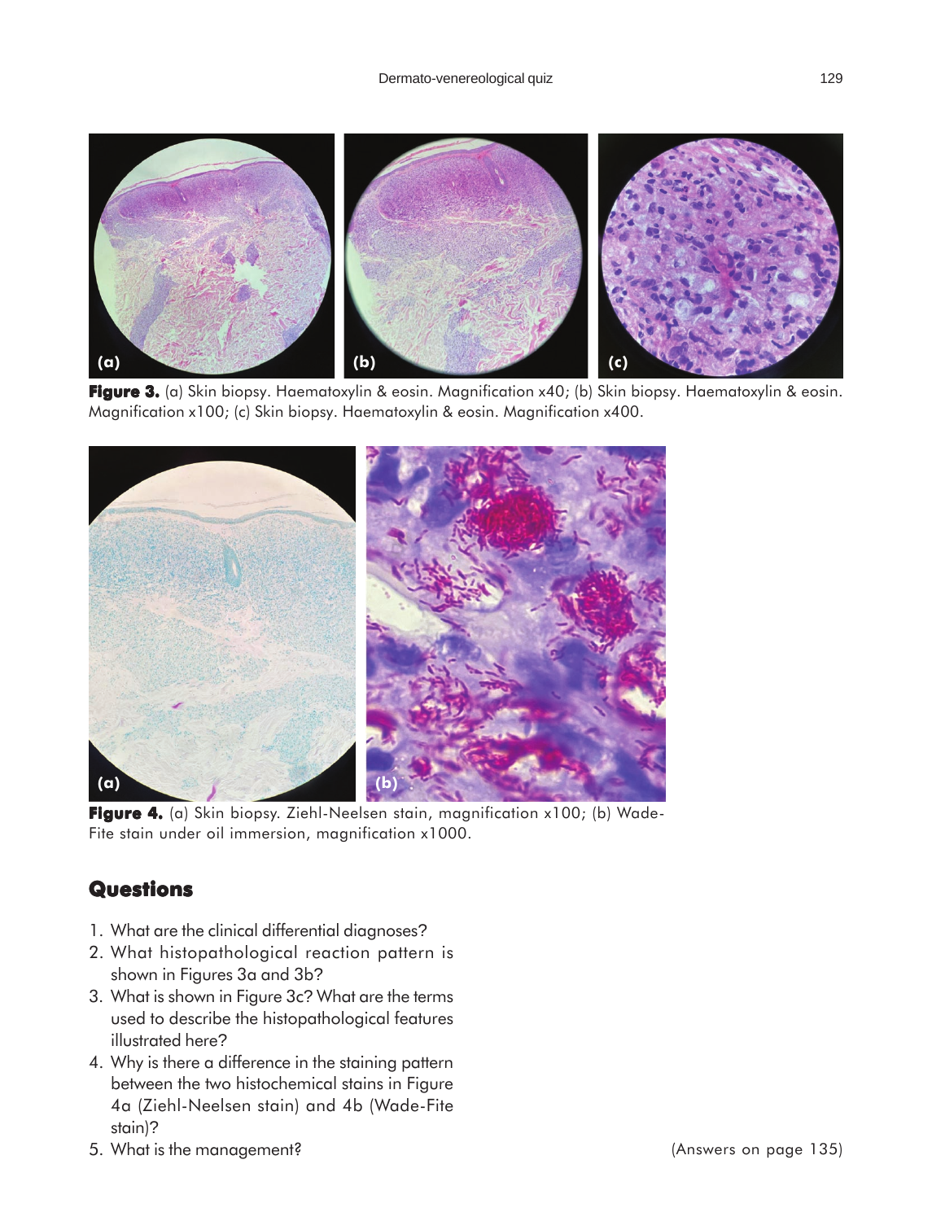**Figure 3.** (a) Skin biopsy. Haematoxylin & eosin. Magnification x40; (b) Skin biopsy. Haematoxylin & eosin. Magnification x100; (c) Skin biopsy. Haematoxylin & eosin. Magnification x400.

**Figure 4.** (a) Skin biopsy. Ziehl-Neelsen stain, magnification x100; (b) Wade-Fite stain under oil immersion, magnification x1000.

## Questions

1. What are the clinical differential diagnoses?
2. What histopathological reaction pattern is shown in Figures 3a and 3b?
3. What is shown in Figure 3c? What are the terms used to describe the histopathological features illustrated here?
4. Why is there a difference in the staining pattern between the two histochemical stains in Figure 4a (Ziehl-Neelsen stain) and 4b (Wade-Fite stain)?
5. What is the management?

(Answers on page 135)